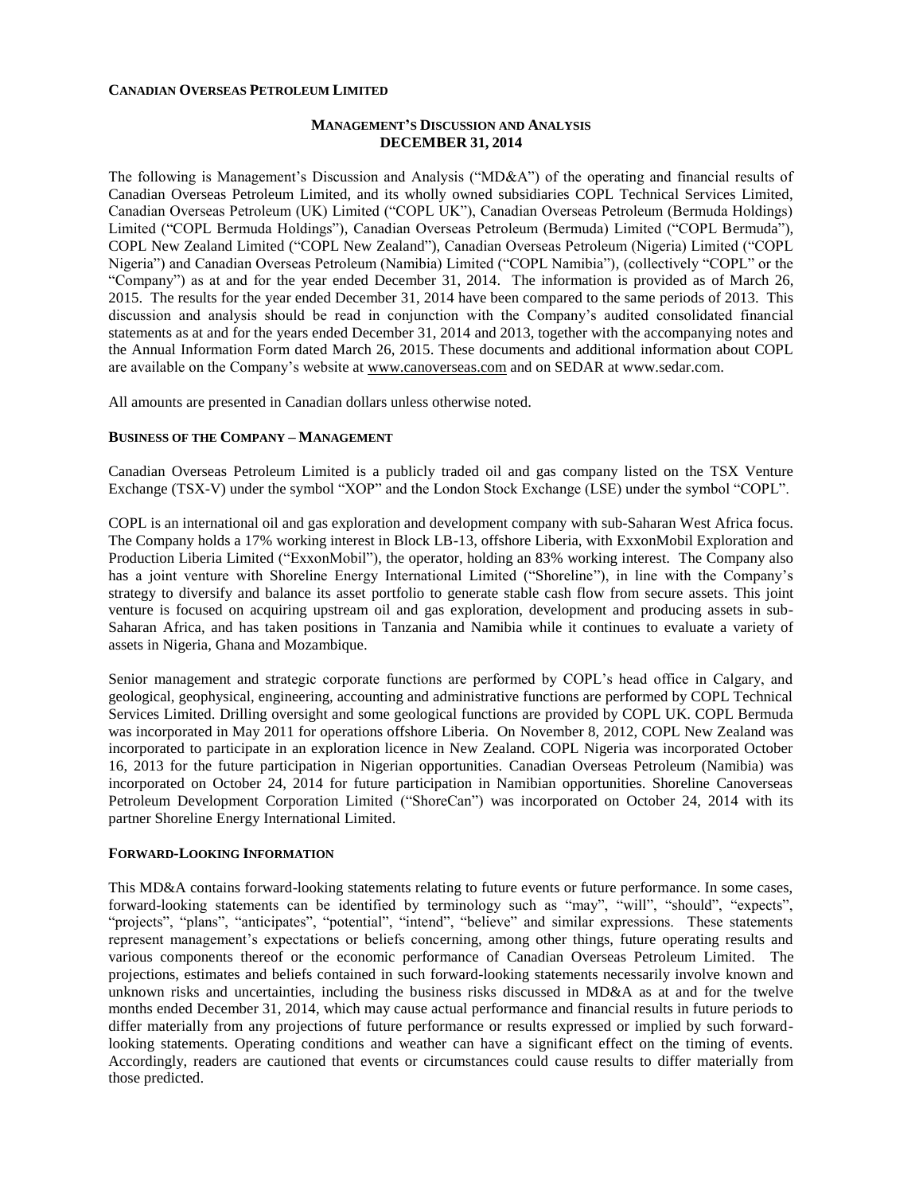**CANADIAN OVERSEAS PETROLEUM LIMITED**

# MANAGEMENT'S DISCUSSION AND ANALYSIS
# DECEMBER 31, 2014

The following is Management's Discussion and Analysis ("MD&A") of the operating and financial results of Canadian Overseas Petroleum Limited, and its wholly owned subsidiaries COPL Technical Services Limited, Canadian Overseas Petroleum (UK) Limited ("COPL UK"), Canadian Overseas Petroleum (Bermuda Holdings) Limited ("COPL Bermuda Holdings"), Canadian Overseas Petroleum (Bermuda) Limited ("COPL Bermuda"), COPL New Zealand Limited ("COPL New Zealand"), Canadian Overseas Petroleum (Nigeria) Limited ("COPL Nigeria") and Canadian Overseas Petroleum (Namibia) Limited ("COPL Namibia"), (collectively "COPL" or the "Company") as at and for the year ended December 31, 2014. The information is provided as of March 26, 2015. The results for the year ended December 31, 2014 have been compared to the same periods of 2013. This discussion and analysis should be read in conjunction with the Company's audited consolidated financial statements as at and for the years ended December 31, 2014 and 2013, together with the accompanying notes and the Annual Information Form dated March 26, 2015. These documents and additional information about COPL are available on the Company's website at www.canoverseas.com and on SEDAR at www.sedar.com.

All amounts are presented in Canadian dollars unless otherwise noted.

## BUSINESS OF THE COMPANY – MANAGEMENT

Canadian Overseas Petroleum Limited is a publicly traded oil and gas company listed on the TSX Venture Exchange (TSX-V) under the symbol "XOP" and the London Stock Exchange (LSE) under the symbol "COPL".

COPL is an international oil and gas exploration and development company with sub-Saharan West Africa focus. The Company holds a 17% working interest in Block LB-13, offshore Liberia, with ExxonMobil Exploration and Production Liberia Limited ("ExxonMobil"), the operator, holding an 83% working interest. The Company also has a joint venture with Shoreline Energy International Limited ("Shoreline"), in line with the Company's strategy to diversify and balance its asset portfolio to generate stable cash flow from secure assets. This joint venture is focused on acquiring upstream oil and gas exploration, development and producing assets in sub-Saharan Africa, and has taken positions in Tanzania and Namibia while it continues to evaluate a variety of assets in Nigeria, Ghana and Mozambique.

Senior management and strategic corporate functions are performed by COPL's head office in Calgary, and geological, geophysical, engineering, accounting and administrative functions are performed by COPL Technical Services Limited. Drilling oversight and some geological functions are provided by COPL UK. COPL Bermuda was incorporated in May 2011 for operations offshore Liberia. On November 8, 2012, COPL New Zealand was incorporated to participate in an exploration licence in New Zealand. COPL Nigeria was incorporated October 16, 2013 for the future participation in Nigerian opportunities. Canadian Overseas Petroleum (Namibia) was incorporated on October 24, 2014 for future participation in Namibian opportunities. Shoreline Canoverseas Petroleum Development Corporation Limited ("ShoreCan") was incorporated on October 24, 2014 with its partner Shoreline Energy International Limited.

## FORWARD-LOOKING INFORMATION

This MD&A contains forward-looking statements relating to future events or future performance. In some cases, forward-looking statements can be identified by terminology such as "may", "will", "should", "expects", "projects", "plans", "anticipates", "potential", "intend", "believe" and similar expressions. These statements represent management's expectations or beliefs concerning, among other things, future operating results and various components thereof or the economic performance of Canadian Overseas Petroleum Limited. The projections, estimates and beliefs contained in such forward-looking statements necessarily involve known and unknown risks and uncertainties, including the business risks discussed in MD&A as at and for the twelve months ended December 31, 2014, which may cause actual performance and financial results in future periods to differ materially from any projections of future performance or results expressed or implied by such forward-looking statements. Operating conditions and weather can have a significant effect on the timing of events. Accordingly, readers are cautioned that events or circumstances could cause results to differ materially from those predicted.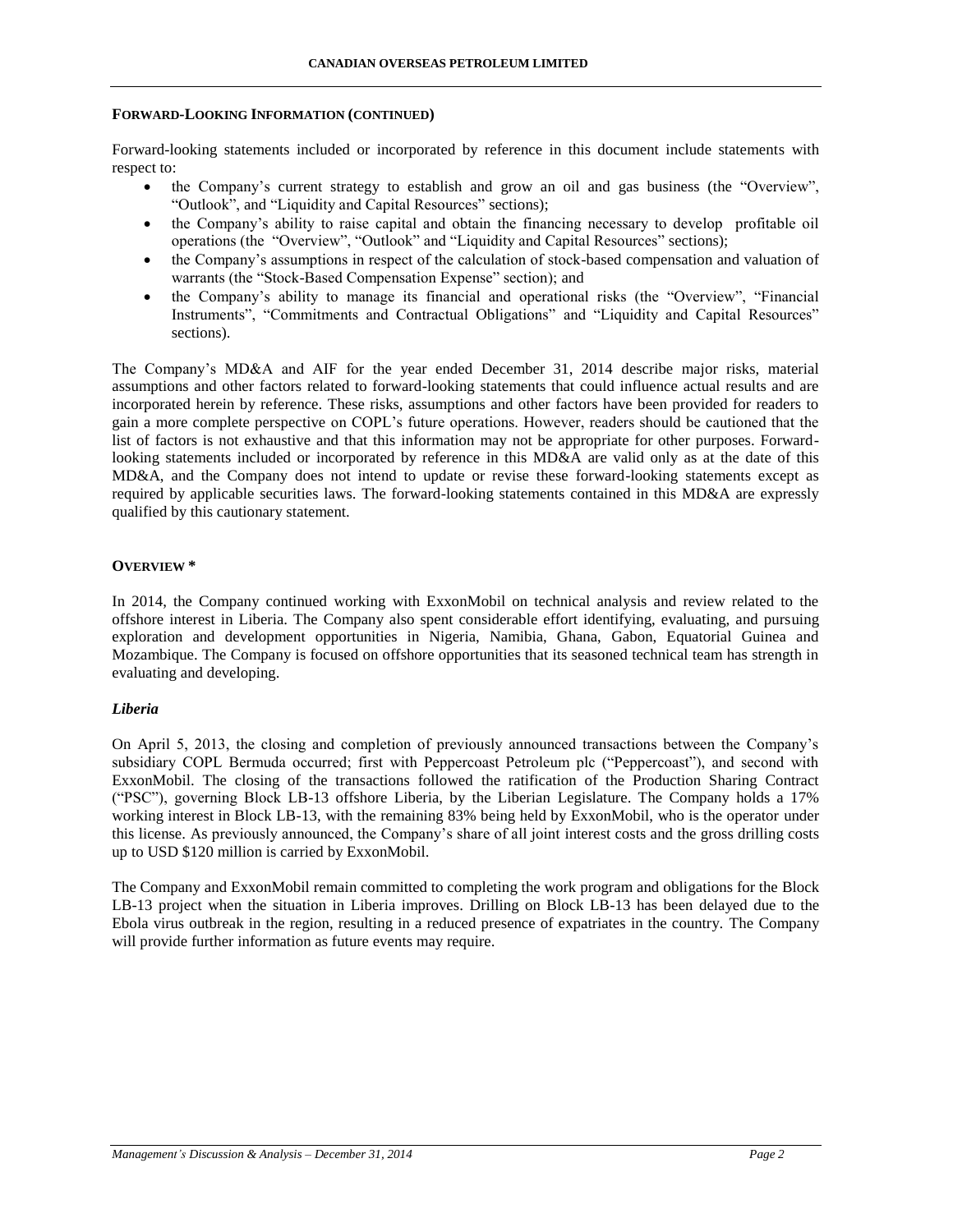#### FORWARD-LOOKING INFORMATION (CONTINUED)

Forward-looking statements included or incorporated by reference in this document include statements with respect to:

- the Company's current strategy to establish and grow an oil and gas business (the "Overview", "Outlook", and "Liquidity and Capital Resources" sections);
- the Company's ability to raise capital and obtain the financing necessary to develop profitable oil operations (the "Overview", "Outlook" and "Liquidity and Capital Resources" sections);
- the Company's assumptions in respect of the calculation of stock-based compensation and valuation of warrants (the "Stock-Based Compensation Expense" section); and
- the Company's ability to manage its financial and operational risks (the "Overview", "Financial Instruments", "Commitments and Contractual Obligations" and "Liquidity and Capital Resources" sections).

The Company's MD&A and AIF for the year ended December 31, 2014 describe major risks, material assumptions and other factors related to forward-looking statements that could influence actual results and are incorporated herein by reference. These risks, assumptions and other factors have been provided for readers to gain a more complete perspective on COPL's future operations. However, readers should be cautioned that the list of factors is not exhaustive and that this information may not be appropriate for other purposes. Forward-looking statements included or incorporated by reference in this MD&A are valid only as at the date of this MD&A, and the Company does not intend to update or revise these forward-looking statements except as required by applicable securities laws. The forward-looking statements contained in this MD&A are expressly qualified by this cautionary statement.

#### OVERVIEW *

In 2014, the Company continued working with ExxonMobil on technical analysis and review related to the offshore interest in Liberia. The Company also spent considerable effort identifying, evaluating, and pursuing exploration and development opportunities in Nigeria, Namibia, Ghana, Gabon, Equatorial Guinea and Mozambique. The Company is focused on offshore opportunities that its seasoned technical team has strength in evaluating and developing.

##### *Liberia*

On April 5, 2013, the closing and completion of previously announced transactions between the Company's subsidiary COPL Bermuda occurred; first with Peppercoast Petroleum plc ("Peppercoast"), and second with ExxonMobil. The closing of the transactions followed the ratification of the Production Sharing Contract ("PSC"), governing Block LB-13 offshore Liberia, by the Liberian Legislature. The Company holds a 17% working interest in Block LB-13, with the remaining 83% being held by ExxonMobil, who is the operator under this license. As previously announced, the Company's share of all joint interest costs and the gross drilling costs up to USD $120 million is carried by ExxonMobil.

The Company and ExxonMobil remain committed to completing the work program and obligations for the Block LB-13 project when the situation in Liberia improves. Drilling on Block LB-13 has been delayed due to the Ebola virus outbreak in the region, resulting in a reduced presence of expatriates in the country. The Company will provide further information as future events may require.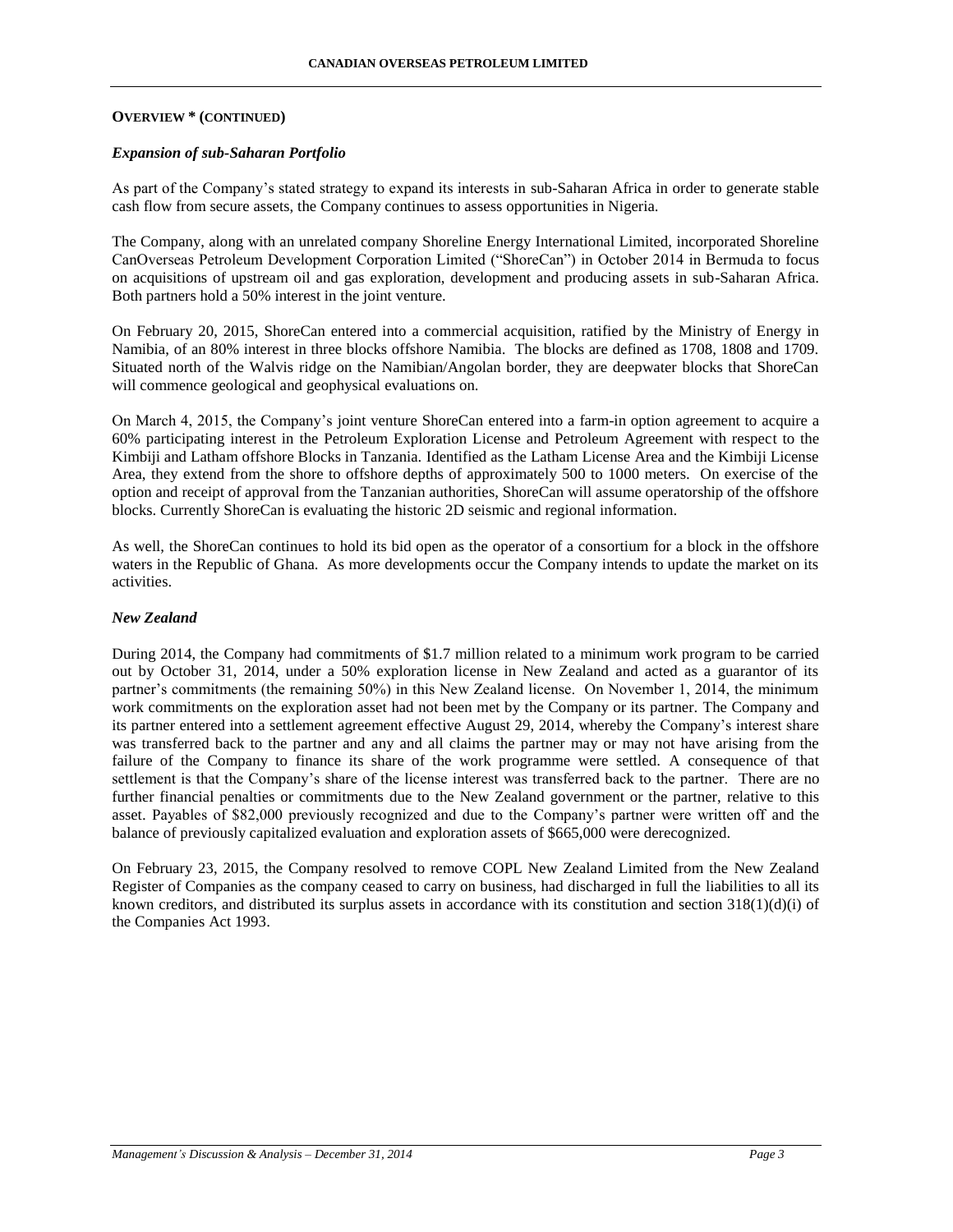## OVERVIEW * (CONTINUED)

### *Expansion of sub-Saharan Portfolio*

As part of the Company's stated strategy to expand its interests in sub-Saharan Africa in order to generate stable cash flow from secure assets, the Company continues to assess opportunities in Nigeria.

The Company, along with an unrelated company Shoreline Energy International Limited, incorporated Shoreline CanOverseas Petroleum Development Corporation Limited ("ShoreCan") in October 2014 in Bermuda to focus on acquisitions of upstream oil and gas exploration, development and producing assets in sub-Saharan Africa. Both partners hold a 50% interest in the joint venture.

On February 20, 2015, ShoreCan entered into a commercial acquisition, ratified by the Ministry of Energy in Namibia, of an 80% interest in three blocks offshore Namibia. The blocks are defined as 1708, 1808 and 1709. Situated north of the Walvis ridge on the Namibian/Angolan border, they are deepwater blocks that ShoreCan will commence geological and geophysical evaluations on.

On March 4, 2015, the Company's joint venture ShoreCan entered into a farm-in option agreement to acquire a 60% participating interest in the Petroleum Exploration License and Petroleum Agreement with respect to the Kimbiji and Latham offshore Blocks in Tanzania. Identified as the Latham License Area and the Kimbiji License Area, they extend from the shore to offshore depths of approximately 500 to 1000 meters. On exercise of the option and receipt of approval from the Tanzanian authorities, ShoreCan will assume operatorship of the offshore blocks. Currently ShoreCan is evaluating the historic 2D seismic and regional information.

As well, the ShoreCan continues to hold its bid open as the operator of a consortium for a block in the offshore waters in the Republic of Ghana. As more developments occur the Company intends to update the market on its activities.

### *New Zealand*

During 2014, the Company had commitments of $1.7 million related to a minimum work program to be carried out by October 31, 2014, under a 50% exploration license in New Zealand and acted as a guarantor of its partner's commitments (the remaining 50%) in this New Zealand license. On November 1, 2014, the minimum work commitments on the exploration asset had not been met by the Company or its partner. The Company and its partner entered into a settlement agreement effective August 29, 2014, whereby the Company's interest share was transferred back to the partner and any and all claims the partner may or may not have arising from the failure of the Company to finance its share of the work programme were settled. A consequence of that settlement is that the Company's share of the license interest was transferred back to the partner. There are no further financial penalties or commitments due to the New Zealand government or the partner, relative to this asset. Payables of $82,000 previously recognized and due to the Company's partner were written off and the balance of previously capitalized evaluation and exploration assets of $665,000 were derecognized.

On February 23, 2015, the Company resolved to remove COPL New Zealand Limited from the New Zealand Register of Companies as the company ceased to carry on business, had discharged in full the liabilities to all its known creditors, and distributed its surplus assets in accordance with its constitution and section 318(1)(d)(i) of the Companies Act 1993.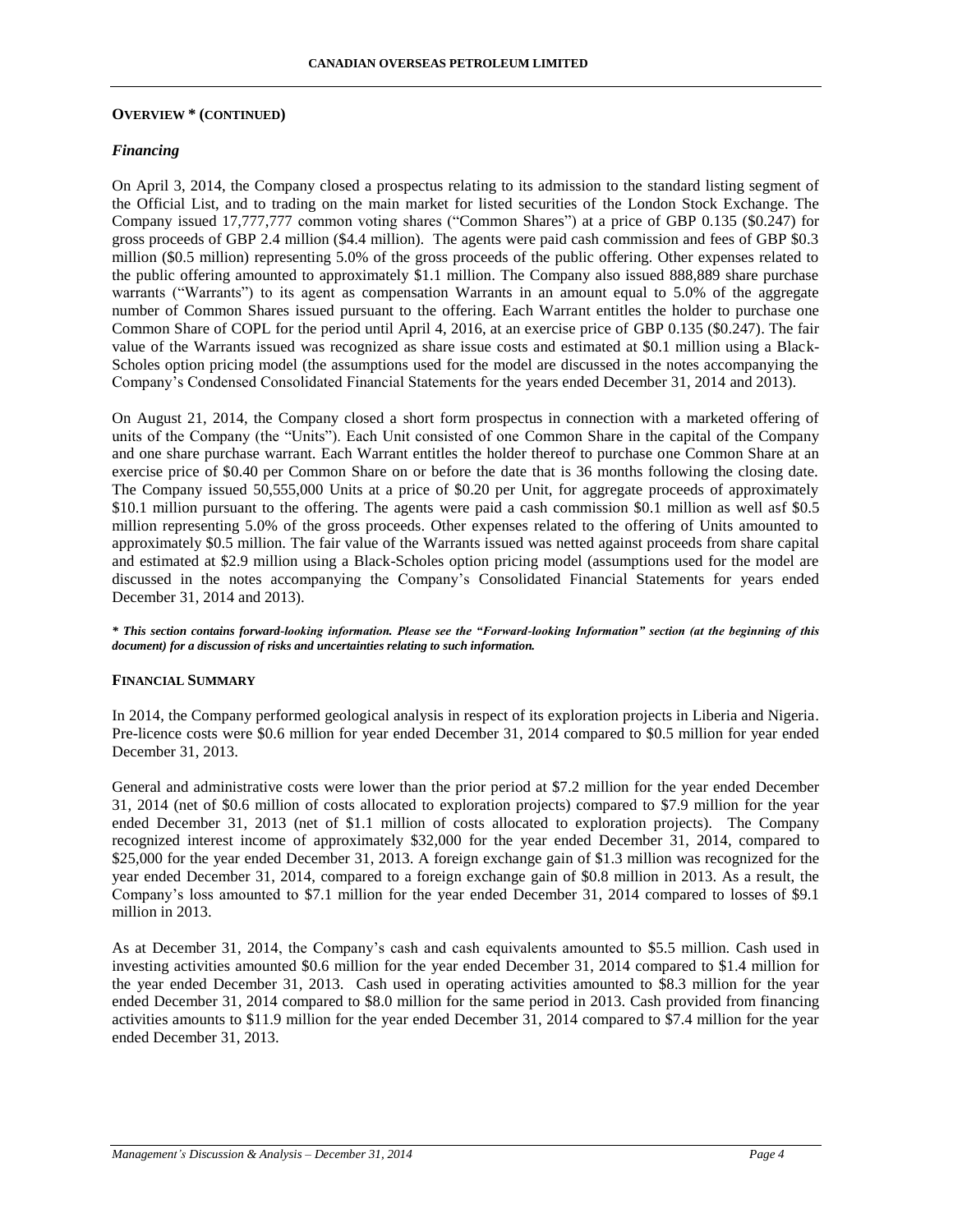**OVERVIEW * (CONTINUED)**

### *Financing*

On April 3, 2014, the Company closed a prospectus relating to its admission to the standard listing segment of the Official List, and to trading on the main market for listed securities of the London Stock Exchange. The Company issued 17,777,777 common voting shares ("Common Shares") at a price of GBP 0.135 ($0.247) for gross proceeds of GBP 2.4 million ($4.4 million). The agents were paid cash commission and fees of GBP $0.3 million ($0.5 million) representing 5.0% of the gross proceeds of the public offering. Other expenses related to the public offering amounted to approximately $1.1 million. The Company also issued 888,889 share purchase warrants ("Warrants") to its agent as compensation Warrants in an amount equal to 5.0% of the aggregate number of Common Shares issued pursuant to the offering. Each Warrant entitles the holder to purchase one Common Share of COPL for the period until April 4, 2016, at an exercise price of GBP 0.135 ($0.247). The fair value of the Warrants issued was recognized as share issue costs and estimated at $0.1 million using a Black-Scholes option pricing model (the assumptions used for the model are discussed in the notes accompanying the Company's Condensed Consolidated Financial Statements for the years ended December 31, 2014 and 2013).

On August 21, 2014, the Company closed a short form prospectus in connection with a marketed offering of units of the Company (the "Units"). Each Unit consisted of one Common Share in the capital of the Company and one share purchase warrant. Each Warrant entitles the holder thereof to purchase one Common Share at an exercise price of $0.40 per Common Share on or before the date that is 36 months following the closing date. The Company issued 50,555,000 Units at a price of $0.20 per Unit, for aggregate proceeds of approximately $10.1 million pursuant to the offering. The agents were paid a cash commission $0.1 million as well asf $0.5 million representing 5.0% of the gross proceeds. Other expenses related to the offering of Units amounted to approximately $0.5 million. The fair value of the Warrants issued was netted against proceeds from share capital and estimated at $2.9 million using a Black-Scholes option pricing model (assumptions used for the model are discussed in the notes accompanying the Company's Consolidated Financial Statements for years ended December 31, 2014 and 2013).

***\* This section contains forward-looking information. Please see the "Forward-looking Information" section (at the beginning of this document) for a discussion of risks and uncertainties relating to such information.***

**FINANCIAL SUMMARY**

In 2014, the Company performed geological analysis in respect of its exploration projects in Liberia and Nigeria. Pre-licence costs were $0.6 million for year ended December 31, 2014 compared to $0.5 million for year ended December 31, 2013.

General and administrative costs were lower than the prior period at $7.2 million for the year ended December 31, 2014 (net of $0.6 million of costs allocated to exploration projects) compared to $7.9 million for the year ended December 31, 2013 (net of $1.1 million of costs allocated to exploration projects). The Company recognized interest income of approximately $32,000 for the year ended December 31, 2014, compared to $25,000 for the year ended December 31, 2013. A foreign exchange gain of $1.3 million was recognized for the year ended December 31, 2014, compared to a foreign exchange gain of $0.8 million in 2013. As a result, the Company's loss amounted to $7.1 million for the year ended December 31, 2014 compared to losses of $9.1 million in 2013.

As at December 31, 2014, the Company's cash and cash equivalents amounted to $5.5 million. Cash used in investing activities amounted $0.6 million for the year ended December 31, 2014 compared to $1.4 million for the year ended December 31, 2013. Cash used in operating activities amounted to $8.3 million for the year ended December 31, 2014 compared to $8.0 million for the same period in 2013. Cash provided from financing activities amounts to $11.9 million for the year ended December 31, 2014 compared to $7.4 million for the year ended December 31, 2013.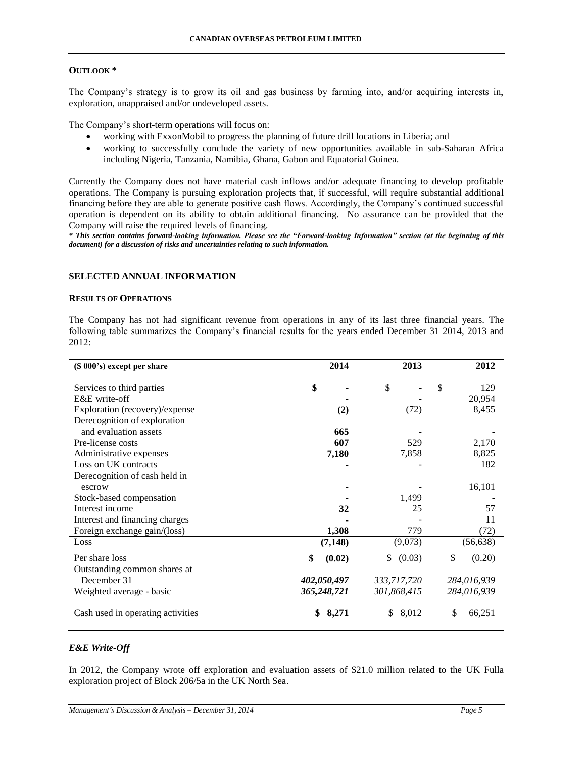## OUTLOOK *

The Company's strategy is to grow its oil and gas business by farming into, and/or acquiring interests in, exploration, unappraised and/or undeveloped assets.

The Company's short-term operations will focus on:

- working with ExxonMobil to progress the planning of future drill locations in Liberia; and
- working to successfully conclude the variety of new opportunities available in sub-Saharan Africa including Nigeria, Tanzania, Namibia, Ghana, Gabon and Equatorial Guinea.

Currently the Company does not have material cash inflows and/or adequate financing to develop profitable operations. The Company is pursuing exploration projects that, if successful, will require substantial additional financing before they are able to generate positive cash flows. Accordingly, the Company's continued successful operation is dependent on its ability to obtain additional financing. No assurance can be provided that the Company will raise the required levels of financing.

***\* This section contains forward-looking information. Please see the "Forward-looking Information" section (at the beginning of this document) for a discussion of risks and uncertainties relating to such information.***

## SELECTED ANNUAL INFORMATION

### RESULTS OF OPERATIONS

The Company has not had significant revenue from operations in any of its last three financial years. The following table summarizes the Company's financial results for the years ended December 31 2014, 2013 and 2012:

| ($ 000's) except per share | 2014 | 2013 | 2012 |
|---|---|---|---|
| Services to third parties | **$ -** | $ - | $ 129 |
| E&E write-off | **-** | - | 20,954 |
| Exploration (recovery)/expense | **(2)** | (72) | 8,455 |
| Derecognition of exploration and evaluation assets | **665** | - | - |
| Pre-license costs | **607** | 529 | 2,170 |
| Administrative expenses | **7,180** | 7,858 | 8,825 |
| Loss on UK contracts | **-** | - | 182 |
| Derecognition of cash held in escrow | **-** | - | 16,101 |
| Stock-based compensation | **-** | 1,499 | - |
| Interest income | **32** | 25 | 57 |
| Interest and financing charges | **-** | - | 11 |
| Foreign exchange gain/(loss) | **1,308** | 779 | (72) |
| Loss | **(7,148)** | (9,073) | (56,638) |
| Per share loss | **$ (0.02)** | $ (0.03) | $ (0.20) |
| Outstanding common shares at December 31 | ***402,050,497*** | *333,717,720* | *284,016,939* |
| Weighted average - basic | ***365,248,721*** | *301,868,415* | *284,016,939* |
| Cash used in operating activities | **$ 8,271** | $ 8,012 | $ 66,251 |

### *E&E Write-Off*

In 2012, the Company wrote off exploration and evaluation assets of $21.0 million related to the UK Fulla exploration project of Block 206/5a in the UK North Sea.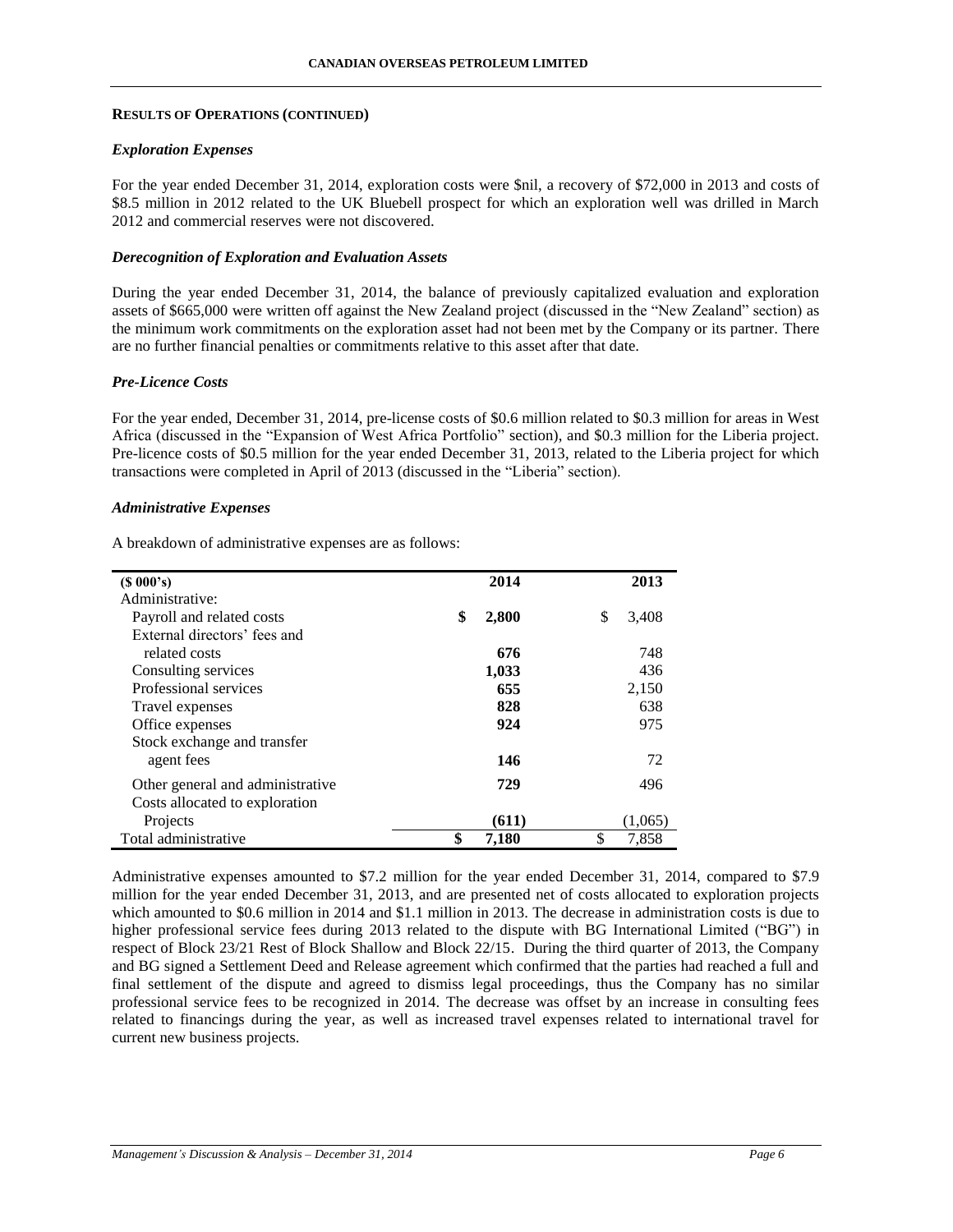## RESULTS OF OPERATIONS (CONTINUED)

### *Exploration Expenses*

For the year ended December 31, 2014, exploration costs were $nil, a recovery of $72,000 in 2013 and costs of $8.5 million in 2012 related to the UK Bluebell prospect for which an exploration well was drilled in March 2012 and commercial reserves were not discovered.

### *Derecognition of Exploration and Evaluation Assets*

During the year ended December 31, 2014, the balance of previously capitalized evaluation and exploration assets of $665,000 were written off against the New Zealand project (discussed in the "New Zealand" section) as the minimum work commitments on the exploration asset had not been met by the Company or its partner. There are no further financial penalties or commitments relative to this asset after that date.

### *Pre-Licence Costs*

For the year ended, December 31, 2014, pre-license costs of $0.6 million related to $0.3 million for areas in West Africa (discussed in the "Expansion of West Africa Portfolio" section), and $0.3 million for the Liberia project. Pre-licence costs of $0.5 million for the year ended December 31, 2013, related to the Liberia project for which transactions were completed in April of 2013 (discussed in the "Liberia" section).

### *Administrative Expenses*

A breakdown of administrative expenses are as follows:

| ($ 000's) | 2014 | 2013 |
|---|---|---|
| Administrative: | | |
| Payroll and related costs | $ **2,800** | $ 3,408 |
| External directors' fees and related costs | **676** | 748 |
| Consulting services | **1,033** | 436 |
| Professional services | **655** | 2,150 |
| Travel expenses | **828** | 638 |
| Office expenses | **924** | 975 |
| Stock exchange and transfer agent fees | **146** | 72 |
| Other general and administrative | **729** | 496 |
| Costs allocated to exploration Projects | **(611)** | (1,065) |
| Total administrative | $ **7,180** | $ 7,858 |

Administrative expenses amounted to $7.2 million for the year ended December 31, 2014, compared to $7.9 million for the year ended December 31, 2013, and are presented net of costs allocated to exploration projects which amounted to $0.6 million in 2014 and $1.1 million in 2013. The decrease in administration costs is due to higher professional service fees during 2013 related to the dispute with BG International Limited ("BG") in respect of Block 23/21 Rest of Block Shallow and Block 22/15. During the third quarter of 2013, the Company and BG signed a Settlement Deed and Release agreement which confirmed that the parties had reached a full and final settlement of the dispute and agreed to dismiss legal proceedings, thus the Company has no similar professional service fees to be recognized in 2014. The decrease was offset by an increase in consulting fees related to financings during the year, as well as increased travel expenses related to international travel for current new business projects.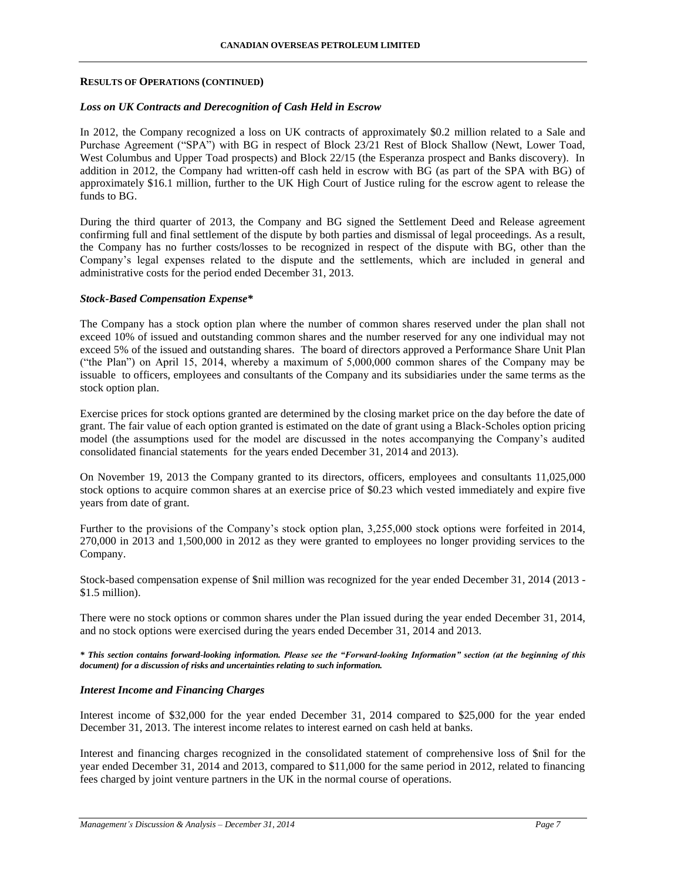## RESULTS OF OPERATIONS (CONTINUED)

### *Loss on UK Contracts and Derecognition of Cash Held in Escrow*

In 2012, the Company recognized a loss on UK contracts of approximately $0.2 million related to a Sale and Purchase Agreement ("SPA") with BG in respect of Block 23/21 Rest of Block Shallow (Newt, Lower Toad, West Columbus and Upper Toad prospects) and Block 22/15 (the Esperanza prospect and Banks discovery). In addition in 2012, the Company had written-off cash held in escrow with BG (as part of the SPA with BG) of approximately $16.1 million, further to the UK High Court of Justice ruling for the escrow agent to release the funds to BG.

During the third quarter of 2013, the Company and BG signed the Settlement Deed and Release agreement confirming full and final settlement of the dispute by both parties and dismissal of legal proceedings. As a result, the Company has no further costs/losses to be recognized in respect of the dispute with BG, other than the Company's legal expenses related to the dispute and the settlements, which are included in general and administrative costs for the period ended December 31, 2013.

### *Stock-Based Compensation Expense**

The Company has a stock option plan where the number of common shares reserved under the plan shall not exceed 10% of issued and outstanding common shares and the number reserved for any one individual may not exceed 5% of the issued and outstanding shares. The board of directors approved a Performance Share Unit Plan ("the Plan") on April 15, 2014, whereby a maximum of 5,000,000 common shares of the Company may be issuable to officers, employees and consultants of the Company and its subsidiaries under the same terms as the stock option plan.

Exercise prices for stock options granted are determined by the closing market price on the day before the date of grant. The fair value of each option granted is estimated on the date of grant using a Black-Scholes option pricing model (the assumptions used for the model are discussed in the notes accompanying the Company's audited consolidated financial statements for the years ended December 31, 2014 and 2013).

On November 19, 2013 the Company granted to its directors, officers, employees and consultants 11,025,000 stock options to acquire common shares at an exercise price of $0.23 which vested immediately and expire five years from date of grant.

Further to the provisions of the Company's stock option plan, 3,255,000 stock options were forfeited in 2014, 270,000 in 2013 and 1,500,000 in 2012 as they were granted to employees no longer providing services to the Company.

Stock-based compensation expense of $nil million was recognized for the year ended December 31, 2014 (2013 - $1.5 million).

There were no stock options or common shares under the Plan issued during the year ended December 31, 2014, and no stock options were exercised during the years ended December 31, 2014 and 2013.

***\* This section contains forward-looking information. Please see the "Forward-looking Information" section (at the beginning of this document) for a discussion of risks and uncertainties relating to such information.***

### *Interest Income and Financing Charges*

Interest income of $32,000 for the year ended December 31, 2014 compared to $25,000 for the year ended December 31, 2013. The interest income relates to interest earned on cash held at banks.

Interest and financing charges recognized in the consolidated statement of comprehensive loss of $nil for the year ended December 31, 2014 and 2013, compared to $11,000 for the same period in 2012, related to financing fees charged by joint venture partners in the UK in the normal course of operations.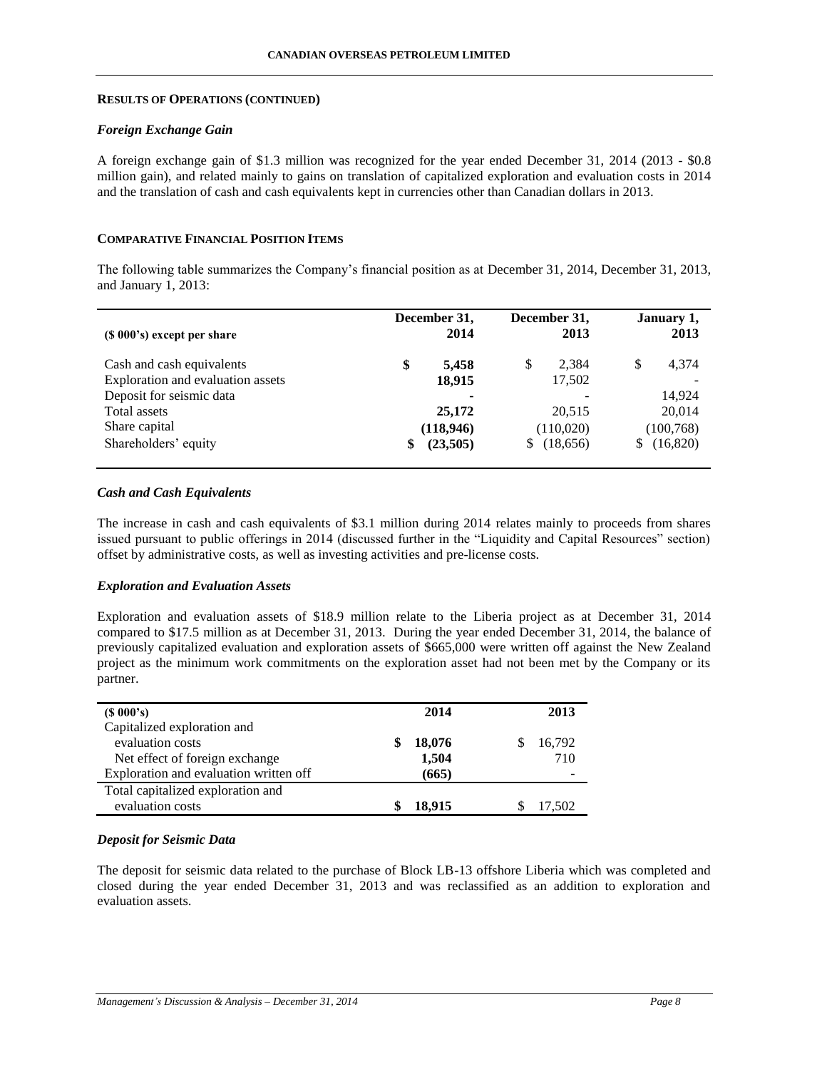**RESULTS OF OPERATIONS (CONTINUED)**

***Foreign Exchange Gain***

A foreign exchange gain of $1.3 million was recognized for the year ended December 31, 2014 (2013 - $0.8 million gain), and related mainly to gains on translation of capitalized exploration and evaluation costs in 2014 and the translation of cash and cash equivalents kept in currencies other than Canadian dollars in 2013.

**COMPARATIVE FINANCIAL POSITION ITEMS**

The following table summarizes the Company's financial position as at December 31, 2014, December 31, 2013, and January 1, 2013:

| ($ 000's) except per share | December 31, 2014 | December 31, 2013 | January 1, 2013 |
|---|---|---|---|
| Cash and cash equivalents | **$ 5,458** | $ 2,384 | $ 4,374 |
| Exploration and evaluation assets | **18,915** | 17,502 | - |
| Deposit for seismic data | **-** | - | 14,924 |
| Total assets | **25,172** | 20,515 | 20,014 |
| Share capital | **(118,946)** | (110,020) | (100,768) |
| Shareholders' equity | **$ (23,505)** | $ (18,656) | $ (16,820) |

***Cash and Cash Equivalents***

The increase in cash and cash equivalents of $3.1 million during 2014 relates mainly to proceeds from shares issued pursuant to public offerings in 2014 (discussed further in the "Liquidity and Capital Resources" section) offset by administrative costs, as well as investing activities and pre-license costs.

***Exploration and Evaluation Assets***

Exploration and evaluation assets of $18.9 million relate to the Liberia project as at December 31, 2014 compared to $17.5 million as at December 31, 2013. During the year ended December 31, 2014, the balance of previously capitalized evaluation and exploration assets of $665,000 were written off against the New Zealand project as the minimum work commitments on the exploration asset had not been met by the Company or its partner.

| ($ 000's) | 2014 | 2013 |
|---|---|---|
| Capitalized exploration and evaluation costs | **$ 18,076** | $ 16,792 |
| Net effect of foreign exchange | **1,504** | 710 |
| Exploration and evaluation written off | **(665)** | - |
| Total capitalized exploration and evaluation costs | **$ 18,915** | $ 17,502 |

***Deposit for Seismic Data***

The deposit for seismic data related to the purchase of Block LB-13 offshore Liberia which was completed and closed during the year ended December 31, 2013 and was reclassified as an addition to exploration and evaluation assets.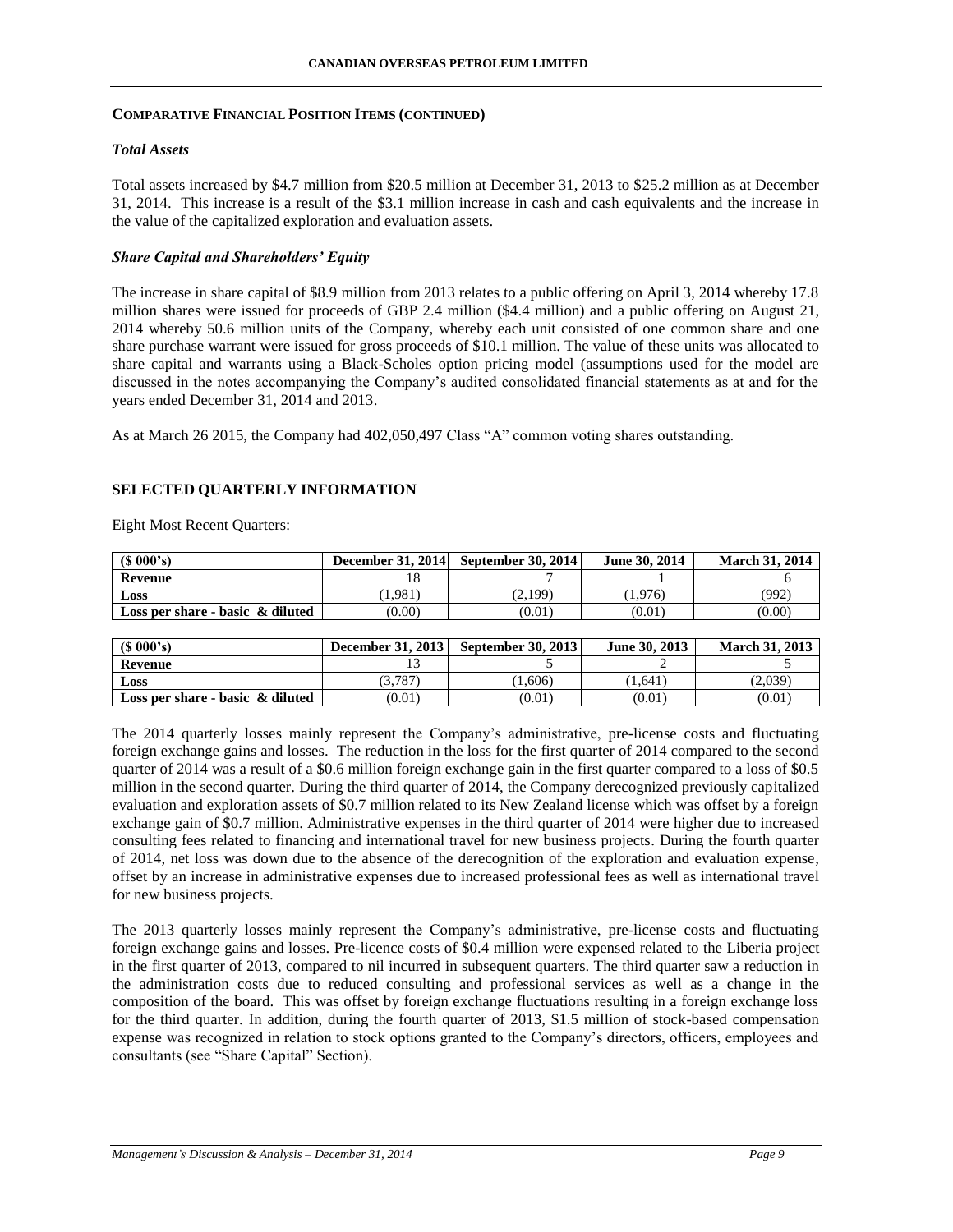**COMPARATIVE FINANCIAL POSITION ITEMS (CONTINUED)**

***Total Assets***

Total assets increased by $4.7 million from $20.5 million at December 31, 2013 to $25.2 million as at December 31, 2014. This increase is a result of the $3.1 million increase in cash and cash equivalents and the increase in the value of the capitalized exploration and evaluation assets.

***Share Capital and Shareholders' Equity***

The increase in share capital of $8.9 million from 2013 relates to a public offering on April 3, 2014 whereby 17.8 million shares were issued for proceeds of GBP 2.4 million ($4.4 million) and a public offering on August 21, 2014 whereby 50.6 million units of the Company, whereby each unit consisted of one common share and one share purchase warrant were issued for gross proceeds of $10.1 million. The value of these units was allocated to share capital and warrants using a Black-Scholes option pricing model (assumptions used for the model are discussed in the notes accompanying the Company's audited consolidated financial statements as at and for the years ended December 31, 2014 and 2013.

As at March 26 2015, the Company had 402,050,497 Class "A" common voting shares outstanding.

## SELECTED QUARTERLY INFORMATION

Eight Most Recent Quarters:

| ($ 000's) | December 31, 2014 | September 30, 2014 | June 30, 2014 | March 31, 2014 |
|---|---|---|---|---|
| **Revenue** | 18 | 7 | 1 | 6 |
| **Loss** | (1,981) | (2,199) | (1,976) | (992) |
| **Loss per share - basic & diluted** | (0.00) | (0.01) | (0.01) | (0.00) |

| ($ 000's) | December 31, 2013 | September 30, 2013 | June 30, 2013 | March 31, 2013 |
|---|---|---|---|---|
| **Revenue** | 13 | 5 | 2 | 5 |
| **Loss** | (3,787) | (1,606) | (1,641) | (2,039) |
| **Loss per share - basic & diluted** | (0.01) | (0.01) | (0.01) | (0.01) |

The 2014 quarterly losses mainly represent the Company's administrative, pre-license costs and fluctuating foreign exchange gains and losses. The reduction in the loss for the first quarter of 2014 compared to the second quarter of 2014 was a result of a $0.6 million foreign exchange gain in the first quarter compared to a loss of $0.5 million in the second quarter. During the third quarter of 2014, the Company derecognized previously capitalized evaluation and exploration assets of $0.7 million related to its New Zealand license which was offset by a foreign exchange gain of $0.7 million. Administrative expenses in the third quarter of 2014 were higher due to increased consulting fees related to financing and international travel for new business projects. During the fourth quarter of 2014, net loss was down due to the absence of the derecognition of the exploration and evaluation expense, offset by an increase in administrative expenses due to increased professional fees as well as international travel for new business projects.

The 2013 quarterly losses mainly represent the Company's administrative, pre-license costs and fluctuating foreign exchange gains and losses. Pre-licence costs of $0.4 million were expensed related to the Liberia project in the first quarter of 2013, compared to nil incurred in subsequent quarters. The third quarter saw a reduction in the administration costs due to reduced consulting and professional services as well as a change in the composition of the board. This was offset by foreign exchange fluctuations resulting in a foreign exchange loss for the third quarter. In addition, during the fourth quarter of 2013, $1.5 million of stock-based compensation expense was recognized in relation to stock options granted to the Company's directors, officers, employees and consultants (see "Share Capital" Section).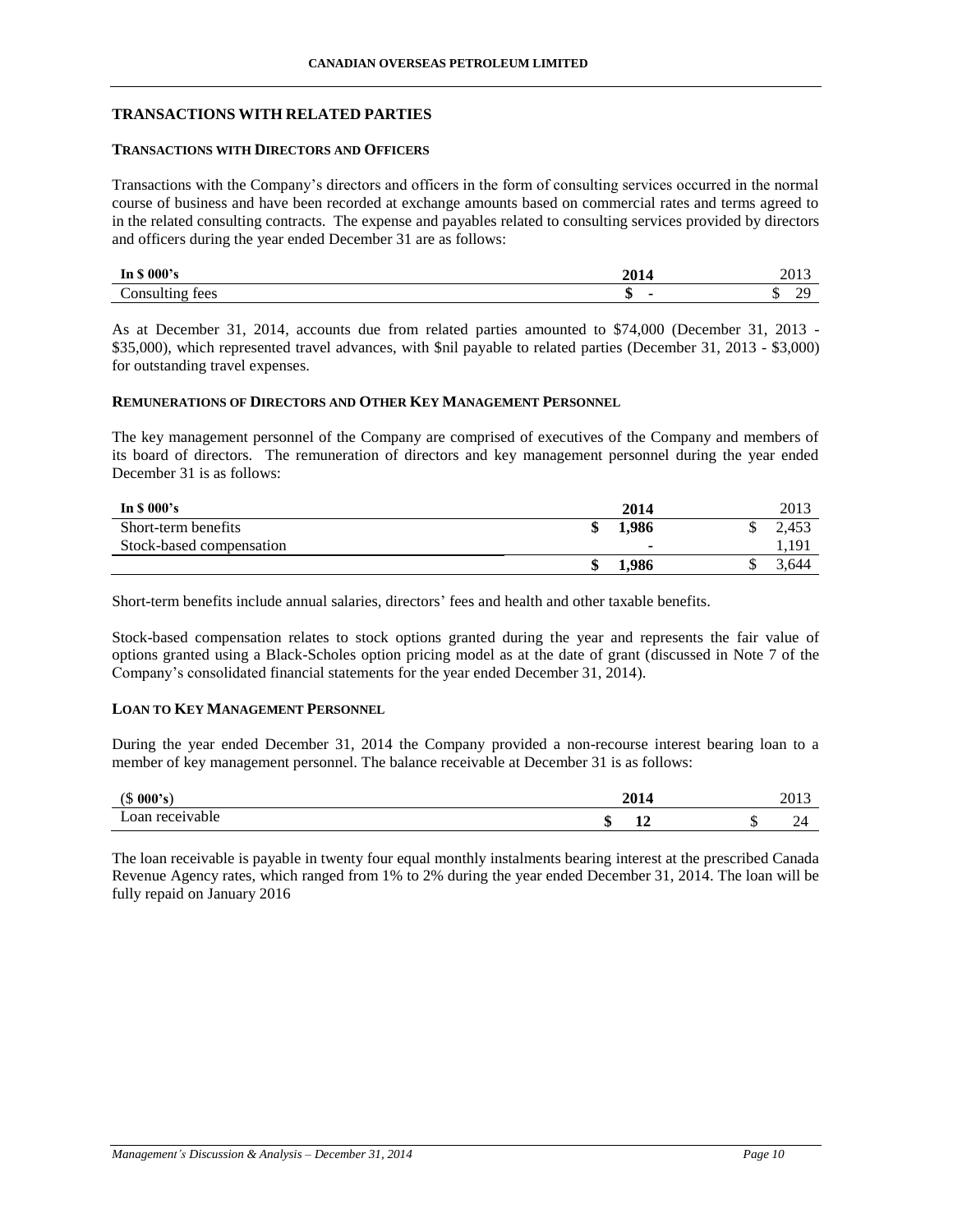## TRANSACTIONS WITH RELATED PARTIES

### TRANSACTIONS WITH DIRECTORS AND OFFICERS

Transactions with the Company's directors and officers in the form of consulting services occurred in the normal course of business and have been recorded at exchange amounts based on commercial rates and terms agreed to in the related consulting contracts. The expense and payables related to consulting services provided by directors and officers during the year ended December 31 are as follows:

| In $ 000's | 2014 | 2013 |
|---|---|---|
| Consulting fees | $ - | $ 29 |

As at December 31, 2014, accounts due from related parties amounted to $74,000 (December 31, 2013 - $35,000), which represented travel advances, with $nil payable to related parties (December 31, 2013 - $3,000) for outstanding travel expenses.

### REMUNERATIONS OF DIRECTORS AND OTHER KEY MANAGEMENT PERSONNEL

The key management personnel of the Company are comprised of executives of the Company and members of its board of directors. The remuneration of directors and key management personnel during the year ended December 31 is as follows:

| In $ 000's | 2014 | 2013 |
|---|---|---|
| Short-term benefits | $ 1,986 | $ 2,453 |
| Stock-based compensation | - | 1,191 |
| | $ 1,986 | $ 3,644 |

Short-term benefits include annual salaries, directors' fees and health and other taxable benefits.

Stock-based compensation relates to stock options granted during the year and represents the fair value of options granted using a Black-Scholes option pricing model as at the date of grant (discussed in Note 7 of the Company's consolidated financial statements for the year ended December 31, 2014).

### LOAN TO KEY MANAGEMENT PERSONNEL

During the year ended December 31, 2014 the Company provided a non-recourse interest bearing loan to a member of key management personnel. The balance receivable at December 31 is as follows:

| ($ 000's) | 2014 | 2013 |
|---|---|---|
| Loan receivable | $ 12 | $ 24 |

The loan receivable is payable in twenty four equal monthly instalments bearing interest at the prescribed Canada Revenue Agency rates, which ranged from 1% to 2% during the year ended December 31, 2014. The loan will be fully repaid on January 2016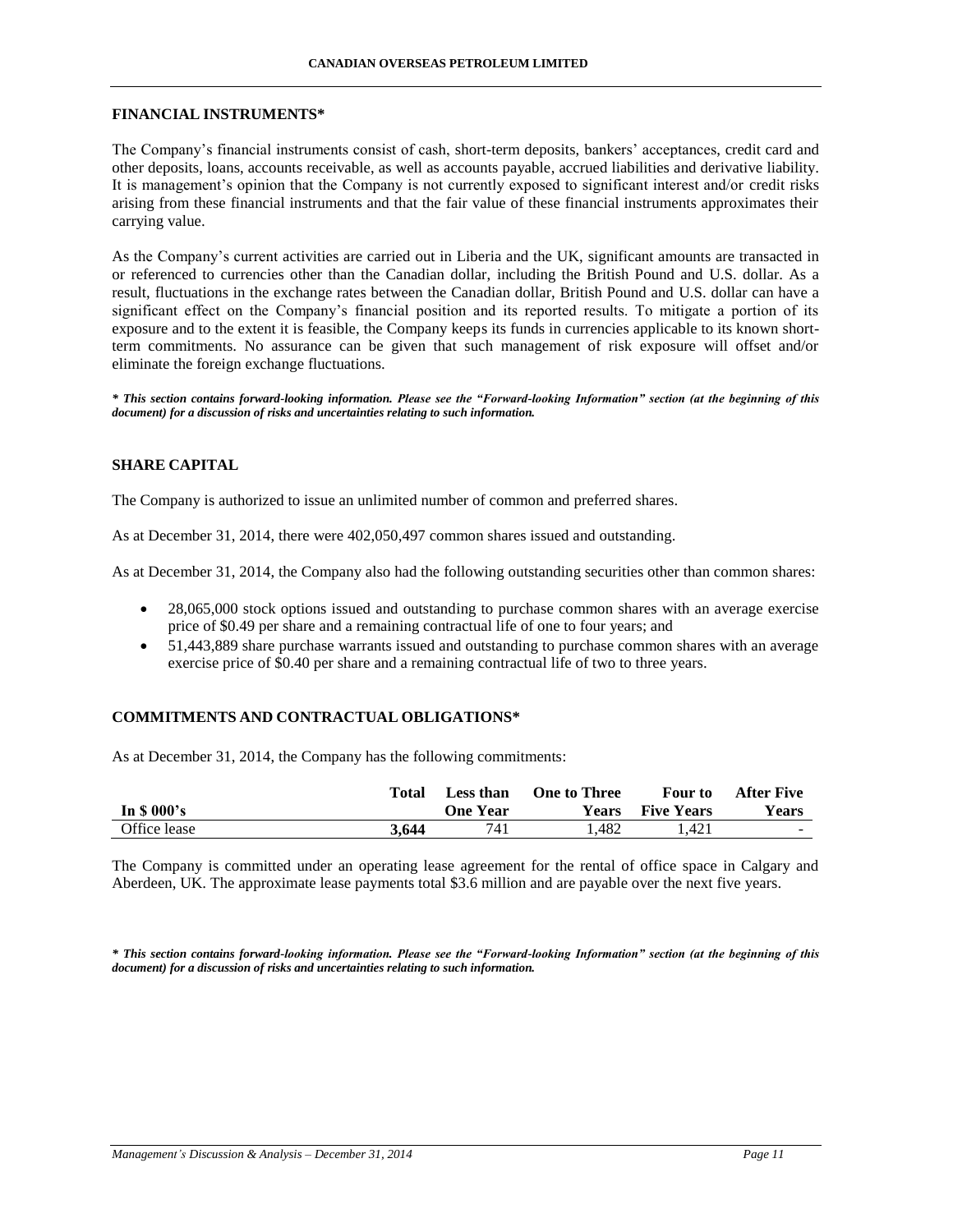## FINANCIAL INSTRUMENTS*

The Company's financial instruments consist of cash, short-term deposits, bankers' acceptances, credit card and other deposits, loans, accounts receivable, as well as accounts payable, accrued liabilities and derivative liability. It is management's opinion that the Company is not currently exposed to significant interest and/or credit risks arising from these financial instruments and that the fair value of these financial instruments approximates their carrying value.

As the Company's current activities are carried out in Liberia and the UK, significant amounts are transacted in or referenced to currencies other than the Canadian dollar, including the British Pound and U.S. dollar. As a result, fluctuations in the exchange rates between the Canadian dollar, British Pound and U.S. dollar can have a significant effect on the Company's financial position and its reported results. To mitigate a portion of its exposure and to the extent it is feasible, the Company keeps its funds in currencies applicable to its known short-term commitments. No assurance can be given that such management of risk exposure will offset and/or eliminate the foreign exchange fluctuations.

***\* This section contains forward-looking information. Please see the "Forward-looking Information" section (at the beginning of this document) for a discussion of risks and uncertainties relating to such information.***

## SHARE CAPITAL

The Company is authorized to issue an unlimited number of common and preferred shares.

As at December 31, 2014, there were 402,050,497 common shares issued and outstanding.

As at December 31, 2014, the Company also had the following outstanding securities other than common shares:

- 28,065,000 stock options issued and outstanding to purchase common shares with an average exercise price of $0.49 per share and a remaining contractual life of one to four years; and
- 51,443,889 share purchase warrants issued and outstanding to purchase common shares with an average exercise price of $0.40 per share and a remaining contractual life of two to three years.

## COMMITMENTS AND CONTRACTUAL OBLIGATIONS*

As at December 31, 2014, the Company has the following commitments:

| In $ 000's | Total | Less than One Year | One to Three Years | Four to Five Years | After Five Years |
|---|---|---|---|---|---|
| Office lease | **3,644** | 741 | 1,482 | 1,421 | - |

The Company is committed under an operating lease agreement for the rental of office space in Calgary and Aberdeen, UK. The approximate lease payments total $3.6 million and are payable over the next five years.

***\* This section contains forward-looking information. Please see the "Forward-looking Information" section (at the beginning of this document) for a discussion of risks and uncertainties relating to such information.***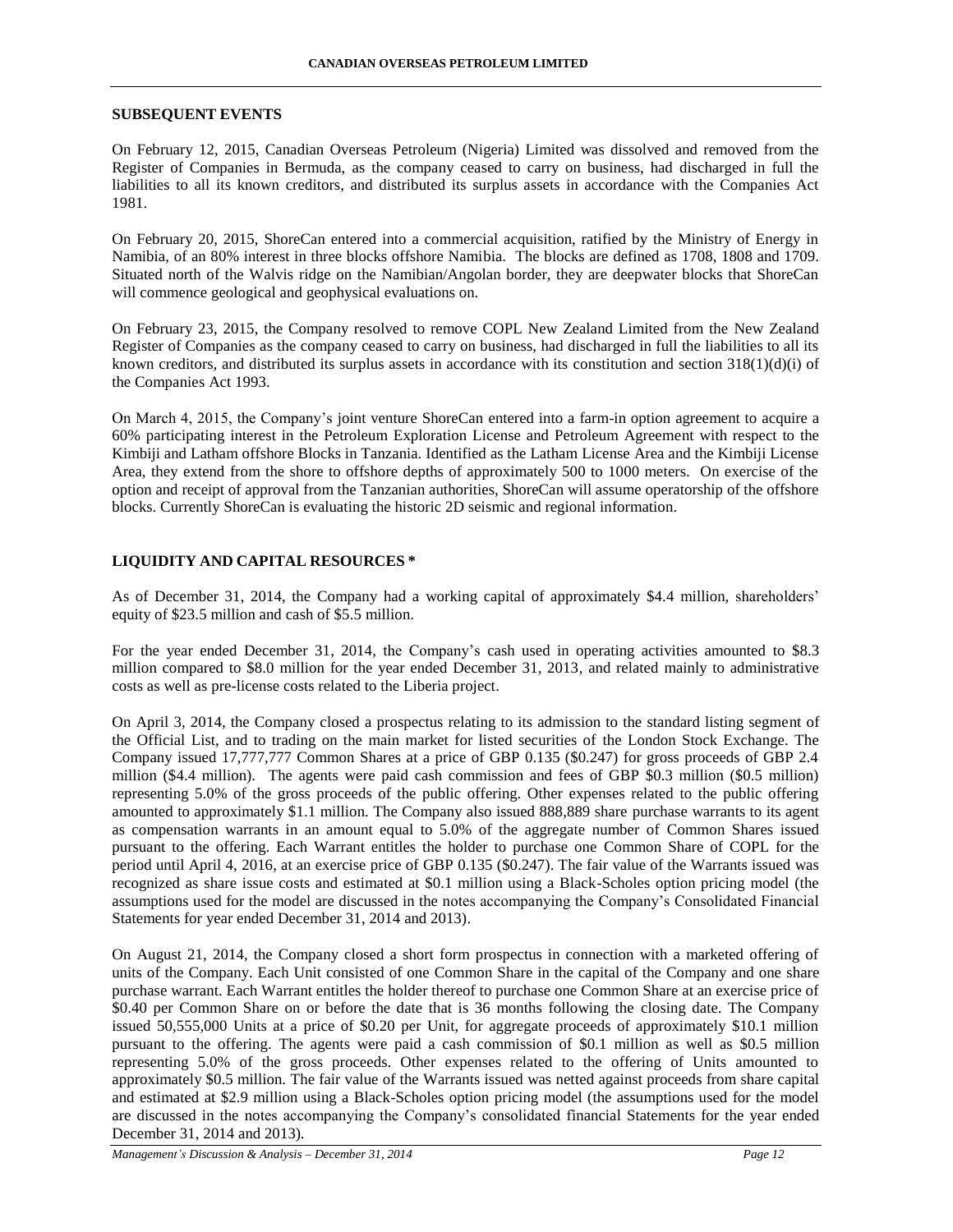## SUBSEQUENT EVENTS

On February 12, 2015, Canadian Overseas Petroleum (Nigeria) Limited was dissolved and removed from the Register of Companies in Bermuda, as the company ceased to carry on business, had discharged in full the liabilities to all its known creditors, and distributed its surplus assets in accordance with the Companies Act 1981.

On February 20, 2015, ShoreCan entered into a commercial acquisition, ratified by the Ministry of Energy in Namibia, of an 80% interest in three blocks offshore Namibia. The blocks are defined as 1708, 1808 and 1709. Situated north of the Walvis ridge on the Namibian/Angolan border, they are deepwater blocks that ShoreCan will commence geological and geophysical evaluations on.

On February 23, 2015, the Company resolved to remove COPL New Zealand Limited from the New Zealand Register of Companies as the company ceased to carry on business, had discharged in full the liabilities to all its known creditors, and distributed its surplus assets in accordance with its constitution and section 318(1)(d)(i) of the Companies Act 1993.

On March 4, 2015, the Company's joint venture ShoreCan entered into a farm-in option agreement to acquire a 60% participating interest in the Petroleum Exploration License and Petroleum Agreement with respect to the Kimbiji and Latham offshore Blocks in Tanzania. Identified as the Latham License Area and the Kimbiji License Area, they extend from the shore to offshore depths of approximately 500 to 1000 meters. On exercise of the option and receipt of approval from the Tanzanian authorities, ShoreCan will assume operatorship of the offshore blocks. Currently ShoreCan is evaluating the historic 2D seismic and regional information.

## LIQUIDITY AND CAPITAL RESOURCES *

As of December 31, 2014, the Company had a working capital of approximately $4.4 million, shareholders' equity of $23.5 million and cash of $5.5 million.

For the year ended December 31, 2014, the Company's cash used in operating activities amounted to $8.3 million compared to $8.0 million for the year ended December 31, 2013, and related mainly to administrative costs as well as pre-license costs related to the Liberia project.

On April 3, 2014, the Company closed a prospectus relating to its admission to the standard listing segment of the Official List, and to trading on the main market for listed securities of the London Stock Exchange. The Company issued 17,777,777 Common Shares at a price of GBP 0.135 ($0.247) for gross proceeds of GBP 2.4 million ($4.4 million). The agents were paid cash commission and fees of GBP $0.3 million ($0.5 million) representing 5.0% of the gross proceeds of the public offering. Other expenses related to the public offering amounted to approximately $1.1 million. The Company also issued 888,889 share purchase warrants to its agent as compensation warrants in an amount equal to 5.0% of the aggregate number of Common Shares issued pursuant to the offering. Each Warrant entitles the holder to purchase one Common Share of COPL for the period until April 4, 2016, at an exercise price of GBP 0.135 ($0.247). The fair value of the Warrants issued was recognized as share issue costs and estimated at $0.1 million using a Black-Scholes option pricing model (the assumptions used for the model are discussed in the notes accompanying the Company's Consolidated Financial Statements for year ended December 31, 2014 and 2013).

On August 21, 2014, the Company closed a short form prospectus in connection with a marketed offering of units of the Company. Each Unit consisted of one Common Share in the capital of the Company and one share purchase warrant. Each Warrant entitles the holder thereof to purchase one Common Share at an exercise price of $0.40 per Common Share on or before the date that is 36 months following the closing date. The Company issued 50,555,000 Units at a price of $0.20 per Unit, for aggregate proceeds of approximately $10.1 million pursuant to the offering. The agents were paid a cash commission of $0.1 million as well as $0.5 million representing 5.0% of the gross proceeds. Other expenses related to the offering of Units amounted to approximately $0.5 million. The fair value of the Warrants issued was netted against proceeds from share capital and estimated at $2.9 million using a Black-Scholes option pricing model (the assumptions used for the model are discussed in the notes accompanying the Company's consolidated financial Statements for the year ended December 31, 2014 and 2013).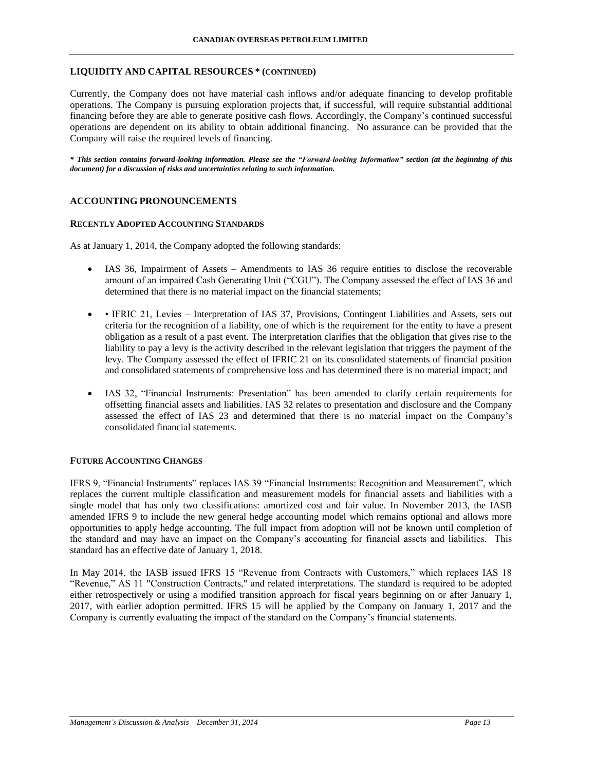## LIQUIDITY AND CAPITAL RESOURCES * (CONTINUED)

Currently, the Company does not have material cash inflows and/or adequate financing to develop profitable operations. The Company is pursuing exploration projects that, if successful, will require substantial additional financing before they are able to generate positive cash flows. Accordingly, the Company's continued successful operations are dependent on its ability to obtain additional financing. No assurance can be provided that the Company will raise the required levels of financing.

***\* This section contains forward-looking information. Please see the "Forward-looking Information" section (at the beginning of this document) for a discussion of risks and uncertainties relating to such information.***

## ACCOUNTING PRONOUNCEMENTS

### RECENTLY ADOPTED ACCOUNTING STANDARDS

As at January 1, 2014, the Company adopted the following standards:

- IAS 36, Impairment of Assets – Amendments to IAS 36 require entities to disclose the recoverable amount of an impaired Cash Generating Unit ("CGU"). The Company assessed the effect of IAS 36 and determined that there is no material impact on the financial statements;
- • IFRIC 21, Levies – Interpretation of IAS 37, Provisions, Contingent Liabilities and Assets, sets out criteria for the recognition of a liability, one of which is the requirement for the entity to have a present obligation as a result of a past event. The interpretation clarifies that the obligation that gives rise to the liability to pay a levy is the activity described in the relevant legislation that triggers the payment of the levy. The Company assessed the effect of IFRIC 21 on its consolidated statements of financial position and consolidated statements of comprehensive loss and has determined there is no material impact; and
- IAS 32, "Financial Instruments: Presentation" has been amended to clarify certain requirements for offsetting financial assets and liabilities. IAS 32 relates to presentation and disclosure and the Company assessed the effect of IAS 23 and determined that there is no material impact on the Company's consolidated financial statements.

### FUTURE ACCOUNTING CHANGES

IFRS 9, "Financial Instruments" replaces IAS 39 "Financial Instruments: Recognition and Measurement", which replaces the current multiple classification and measurement models for financial assets and liabilities with a single model that has only two classifications: amortized cost and fair value. In November 2013, the IASB amended IFRS 9 to include the new general hedge accounting model which remains optional and allows more opportunities to apply hedge accounting. The full impact from adoption will not be known until completion of the standard and may have an impact on the Company's accounting for financial assets and liabilities. This standard has an effective date of January 1, 2018.

In May 2014, the IASB issued IFRS 15 "Revenue from Contracts with Customers," which replaces IAS 18 "Revenue," AS 11 "Construction Contracts," and related interpretations. The standard is required to be adopted either retrospectively or using a modified transition approach for fiscal years beginning on or after January 1, 2017, with earlier adoption permitted. IFRS 15 will be applied by the Company on January 1, 2017 and the Company is currently evaluating the impact of the standard on the Company's financial statements.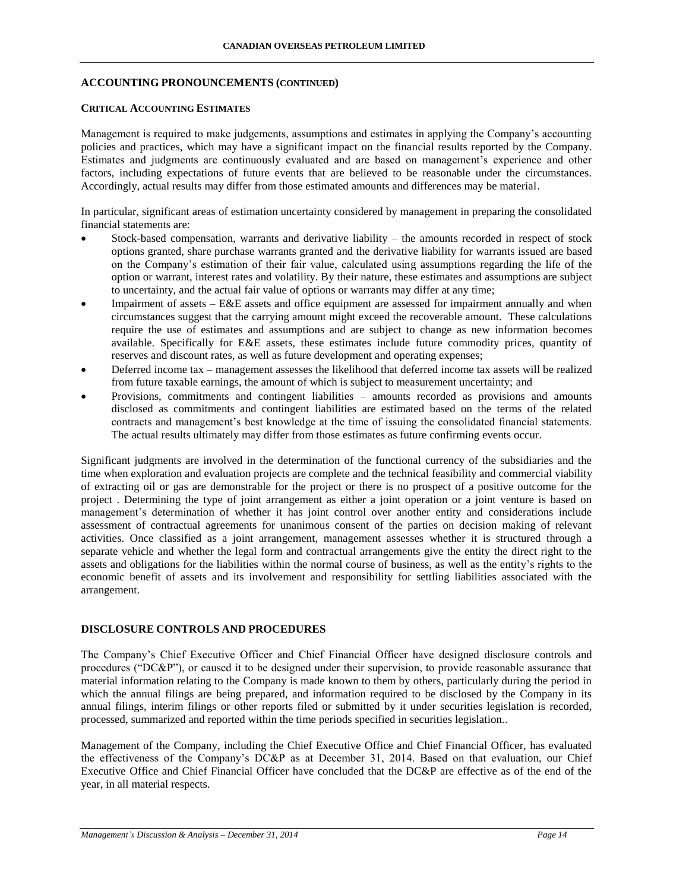## ACCOUNTING PRONOUNCEMENTS (CONTINUED)

### CRITICAL ACCOUNTING ESTIMATES

Management is required to make judgements, assumptions and estimates in applying the Company's accounting policies and practices, which may have a significant impact on the financial results reported by the Company. Estimates and judgments are continuously evaluated and are based on management's experience and other factors, including expectations of future events that are believed to be reasonable under the circumstances. Accordingly, actual results may differ from those estimated amounts and differences may be material.

In particular, significant areas of estimation uncertainty considered by management in preparing the consolidated financial statements are:

- Stock-based compensation, warrants and derivative liability – the amounts recorded in respect of stock options granted, share purchase warrants granted and the derivative liability for warrants issued are based on the Company's estimation of their fair value, calculated using assumptions regarding the life of the option or warrant, interest rates and volatility. By their nature, these estimates and assumptions are subject to uncertainty, and the actual fair value of options or warrants may differ at any time;
- Impairment of assets – E&E assets and office equipment are assessed for impairment annually and when circumstances suggest that the carrying amount might exceed the recoverable amount. These calculations require the use of estimates and assumptions and are subject to change as new information becomes available. Specifically for E&E assets, these estimates include future commodity prices, quantity of reserves and discount rates, as well as future development and operating expenses;
- Deferred income tax – management assesses the likelihood that deferred income tax assets will be realized from future taxable earnings, the amount of which is subject to measurement uncertainty; and
- Provisions, commitments and contingent liabilities – amounts recorded as provisions and amounts disclosed as commitments and contingent liabilities are estimated based on the terms of the related contracts and management's best knowledge at the time of issuing the consolidated financial statements. The actual results ultimately may differ from those estimates as future confirming events occur.

Significant judgments are involved in the determination of the functional currency of the subsidiaries and the time when exploration and evaluation projects are complete and the technical feasibility and commercial viability of extracting oil or gas are demonstrable for the project or there is no prospect of a positive outcome for the project . Determining the type of joint arrangement as either a joint operation or a joint venture is based on management's determination of whether it has joint control over another entity and considerations include assessment of contractual agreements for unanimous consent of the parties on decision making of relevant activities. Once classified as a joint arrangement, management assesses whether it is structured through a separate vehicle and whether the legal form and contractual arrangements give the entity the direct right to the assets and obligations for the liabilities within the normal course of business, as well as the entity's rights to the economic benefit of assets and its involvement and responsibility for settling liabilities associated with the arrangement.

## DISCLOSURE CONTROLS AND PROCEDURES

The Company's Chief Executive Officer and Chief Financial Officer have designed disclosure controls and procedures ("DC&P"), or caused it to be designed under their supervision, to provide reasonable assurance that material information relating to the Company is made known to them by others, particularly during the period in which the annual filings are being prepared, and information required to be disclosed by the Company in its annual filings, interim filings or other reports filed or submitted by it under securities legislation is recorded, processed, summarized and reported within the time periods specified in securities legislation..

Management of the Company, including the Chief Executive Office and Chief Financial Officer, has evaluated the effectiveness of the Company's DC&P as at December 31, 2014. Based on that evaluation, our Chief Executive Office and Chief Financial Officer have concluded that the DC&P are effective as of the end of the year, in all material respects.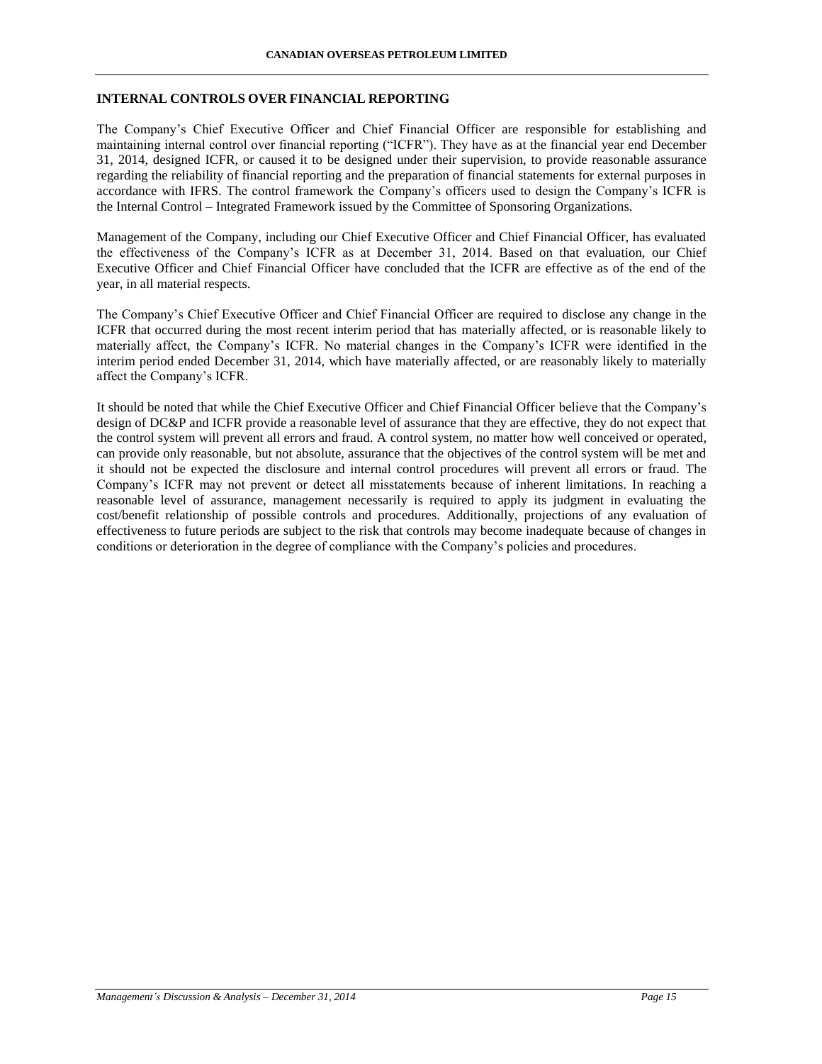## INTERNAL CONTROLS OVER FINANCIAL REPORTING

The Company's Chief Executive Officer and Chief Financial Officer are responsible for establishing and maintaining internal control over financial reporting ("ICFR"). They have as at the financial year end December 31, 2014, designed ICFR, or caused it to be designed under their supervision, to provide reasonable assurance regarding the reliability of financial reporting and the preparation of financial statements for external purposes in accordance with IFRS. The control framework the Company's officers used to design the Company's ICFR is the Internal Control – Integrated Framework issued by the Committee of Sponsoring Organizations.

Management of the Company, including our Chief Executive Officer and Chief Financial Officer, has evaluated the effectiveness of the Company's ICFR as at December 31, 2014. Based on that evaluation, our Chief Executive Officer and Chief Financial Officer have concluded that the ICFR are effective as of the end of the year, in all material respects.

The Company's Chief Executive Officer and Chief Financial Officer are required to disclose any change in the ICFR that occurred during the most recent interim period that has materially affected, or is reasonable likely to materially affect, the Company's ICFR. No material changes in the Company's ICFR were identified in the interim period ended December 31, 2014, which have materially affected, or are reasonably likely to materially affect the Company's ICFR.

It should be noted that while the Chief Executive Officer and Chief Financial Officer believe that the Company's design of DC&P and ICFR provide a reasonable level of assurance that they are effective, they do not expect that the control system will prevent all errors and fraud. A control system, no matter how well conceived or operated, can provide only reasonable, but not absolute, assurance that the objectives of the control system will be met and it should not be expected the disclosure and internal control procedures will prevent all errors or fraud. The Company's ICFR may not prevent or detect all misstatements because of inherent limitations. In reaching a reasonable level of assurance, management necessarily is required to apply its judgment in evaluating the cost/benefit relationship of possible controls and procedures. Additionally, projections of any evaluation of effectiveness to future periods are subject to the risk that controls may become inadequate because of changes in conditions or deterioration in the degree of compliance with the Company's policies and procedures.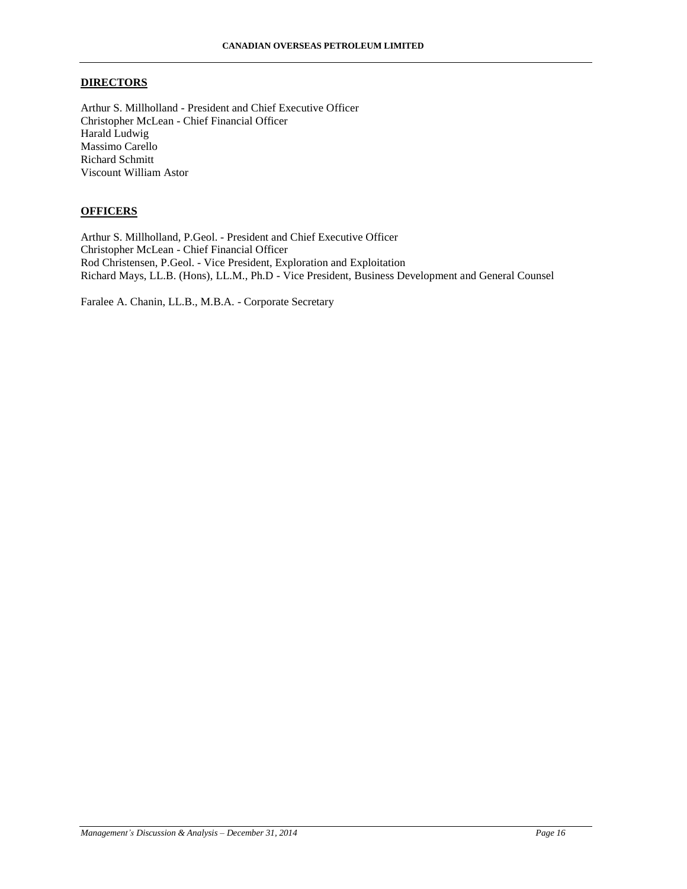## DIRECTORS

Arthur S. Millholland - President and Chief Executive Officer
Christopher McLean - Chief Financial Officer
Harald Ludwig
Massimo Carello
Richard Schmitt
Viscount William Astor

## OFFICERS

Arthur S. Millholland, P.Geol. - President and Chief Executive Officer
Christopher McLean - Chief Financial Officer
Rod Christensen, P.Geol. - Vice President, Exploration and Exploitation
Richard Mays, LL.B. (Hons), LL.M., Ph.D - Vice President, Business Development and General Counsel

Faralee A. Chanin, LL.B., M.B.A. - Corporate Secretary